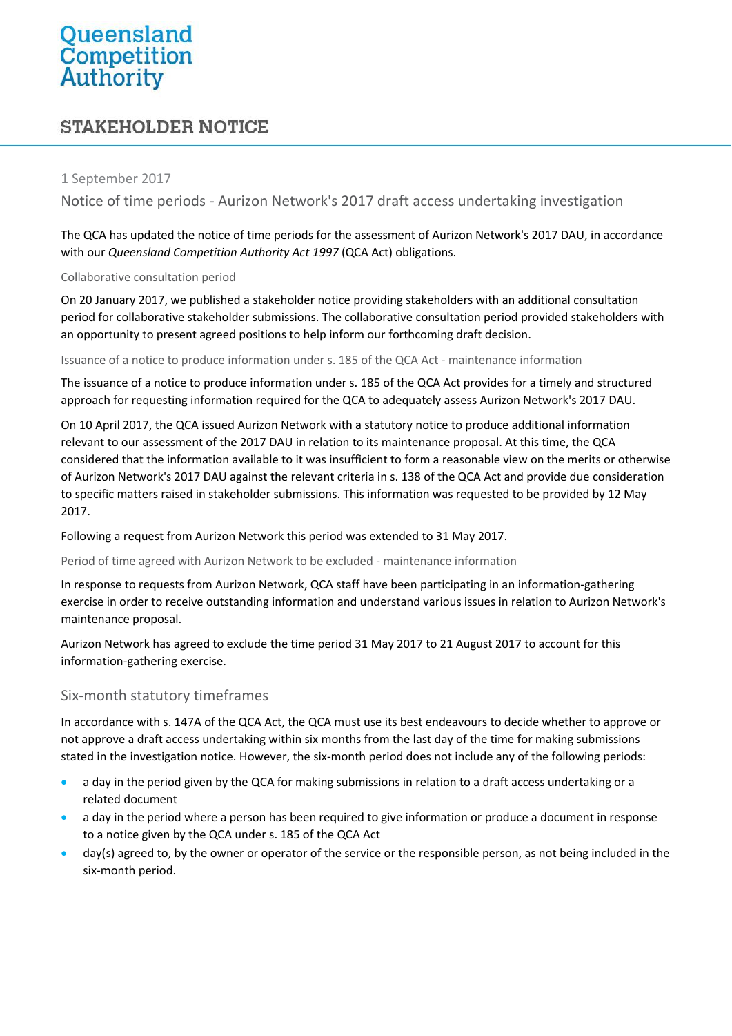# Queensland Competition Authority

## STAKEHOLDER NOTICE

1 September 2017

### Notice of time periods - Aurizon Network's 2017 draft access undertaking investigation

The QCA has updated the notice of time periods for the assessment of Aurizon Network's 2017 DAU, in accordance with our *Queensland Competition Authority Act 1997* (QCA Act) obligations.

#### Collaborative consultation period

On 20 January 2017, we published a stakeholder notice providing stakeholders with an additional consultation period for collaborative stakeholder submissions. The collaborative consultation period provided stakeholders with an opportunity to present agreed positions to help inform our forthcoming draft decision.

#### Issuance of a notice to produce information under s. 185 of the QCA Act - maintenance information

The issuance of a notice to produce information under s. 185 of the QCA Act provides for a timely and structured approach for requesting information required for the QCA to adequately assess Aurizon Network's 2017 DAU.

On 10 April 2017, the QCA issued Aurizon Network with a statutory notice to produce additional information relevant to our assessment of the 2017 DAU in relation to its maintenance proposal. At this time, the QCA considered that the information available to it was insufficient to form a reasonable view on the merits or otherwise of Aurizon Network's 2017 DAU against the relevant criteria in s. 138 of the QCA Act and provide due consideration to specific matters raised in stakeholder submissions. This information was requested to be provided by 12 May 2017.

Following a request from Aurizon Network this period was extended to 31 May 2017.

#### Period of time agreed with Aurizon Network to be excluded - maintenance information

In response to requests from Aurizon Network, QCA staff have been participating in an information-gathering exercise in order to receive outstanding information and understand various issues in relation to Aurizon Network's maintenance proposal.

Aurizon Network has agreed to exclude the time period 31 May 2017 to 21 August 2017 to account for this information-gathering exercise.

### Six-month statutory timeframes

In accordance with s. 147A of the QCA Act, the QCA must use its best endeavours to decide whether to approve or not approve a draft access undertaking within six months from the last day of the time for making submissions stated in the investigation notice. However, the six-month period does not include any of the following periods:

- a day in the period given by the QCA for making submissions in relation to a draft access undertaking or a related document
- a day in the period where a person has been required to give information or produce a document in response to a notice given by the QCA under s. 185 of the QCA Act
- day(s) agreed to, by the owner or operator of the service or the responsible person, as not being included in the six-month period.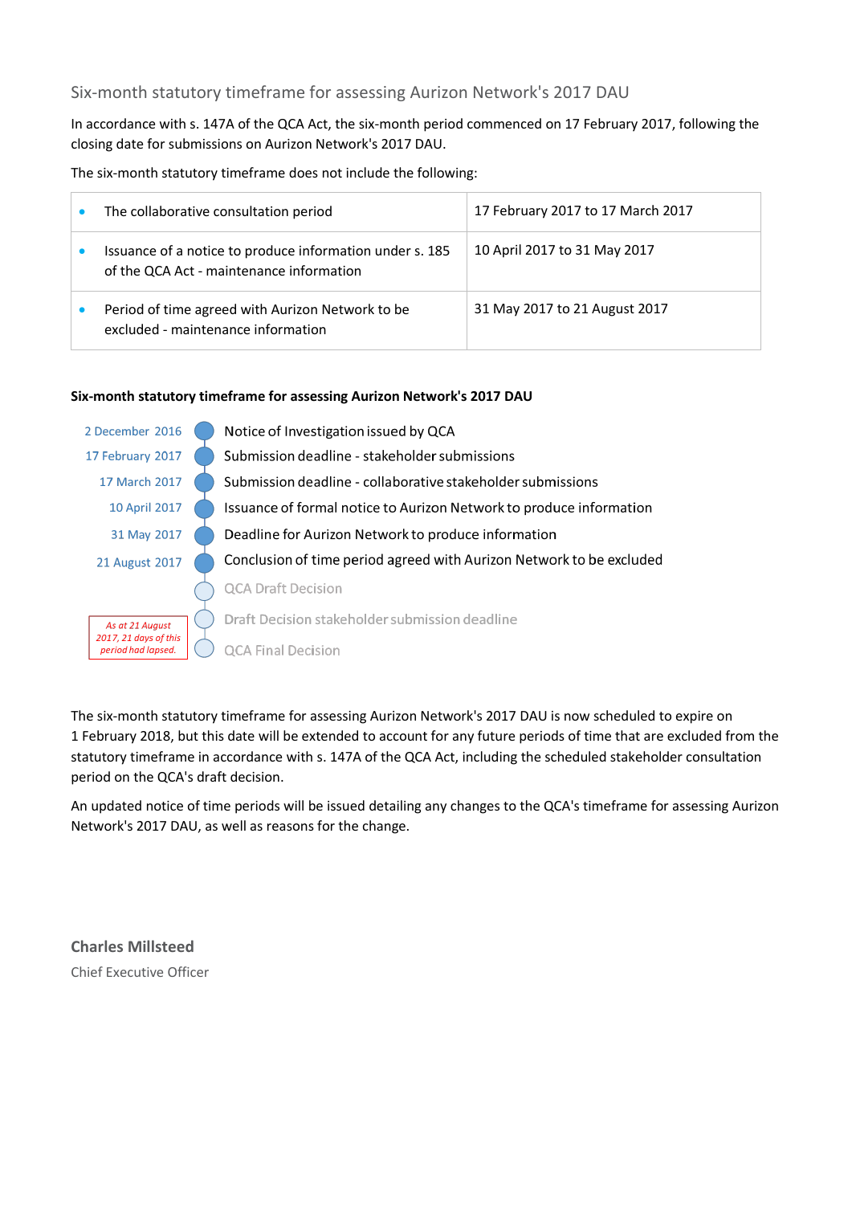## Six-month statutory timeframe for assessing Aurizon Network's 2017 DAU

In accordance with s. 147A of the QCA Act, the six-month period commenced on 17 February 2017, following the closing date for submissions on Aurizon Network's 2017 DAU.

The six-month statutory timeframe does not include the following:

| | |
|---|---|
| • The collaborative consultation period | 17 February 2017 to 17 March 2017 |
| • Issuance of a notice to produce information under s. 185 of the QCA Act - maintenance information | 10 April 2017 to 31 May 2017 |
| • Period of time agreed with Aurizon Network to be excluded - maintenance information | 31 May 2017 to 21 August 2017 |

**Six-month statutory timeframe for assessing Aurizon Network's 2017 DAU**

2 December 2016 — Notice of Investigation issued by QCA

17 February 2017 — Submission deadline - stakeholder submissions

17 March 2017 — Submission deadline - collaborative stakeholder submissions

10 April 2017 — Issuance of formal notice to Aurizon Network to produce information

31 May 2017 — Deadline for Aurizon Network to produce information

21 August 2017 — Conclusion of time period agreed with Aurizon Network to be excluded

QCA Draft Decision

Draft Decision stakeholder submission deadline

QCA Final Decision

*As at 21 August 2017, 21 days of this period had lapsed.*

The six-month statutory timeframe for assessing Aurizon Network's 2017 DAU is now scheduled to expire on 1 February 2018, but this date will be extended to account for any future periods of time that are excluded from the statutory timeframe in accordance with s. 147A of the QCA Act, including the scheduled stakeholder consultation period on the QCA's draft decision.

An updated notice of time periods will be issued detailing any changes to the QCA's timeframe for assessing Aurizon Network's 2017 DAU, as well as reasons for the change.

**Charles Millsteed**

Chief Executive Officer